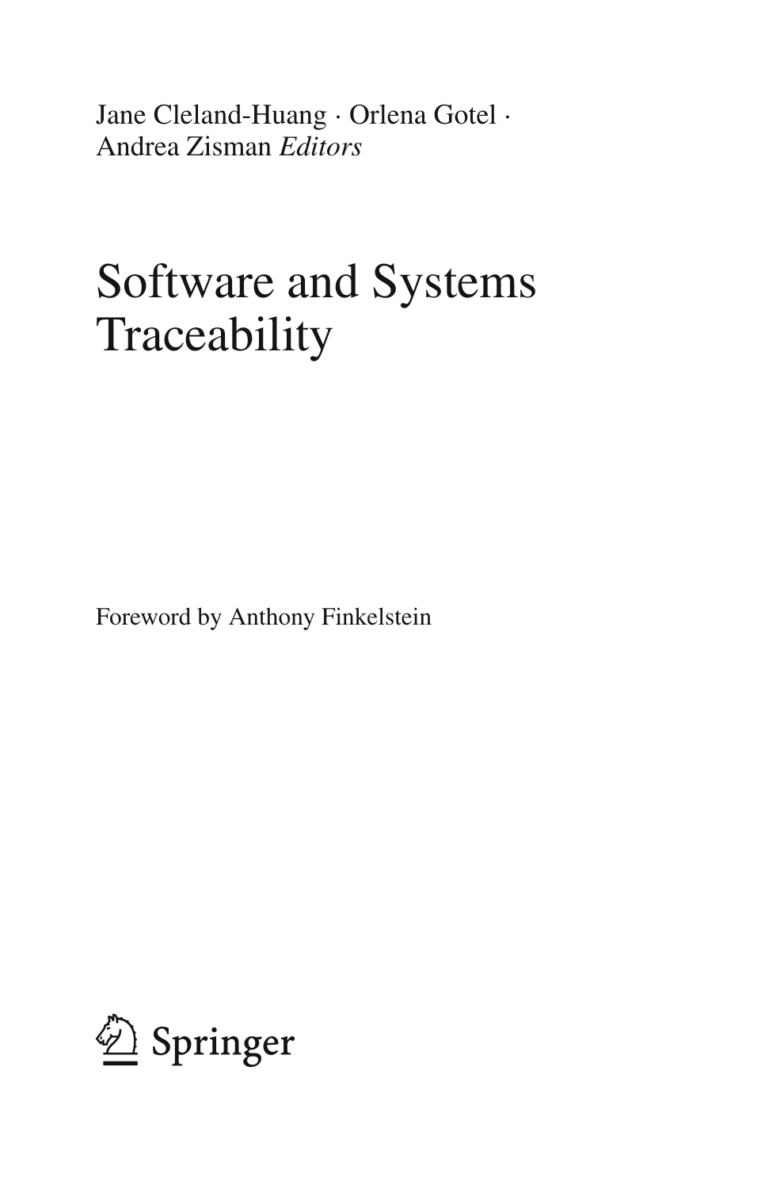Jane Cleland-Huang · Orlena Gotel ·
Andrea Zisman *Editors*

# Software and Systems Traceability

Foreword by Anthony Finkelstein

Springer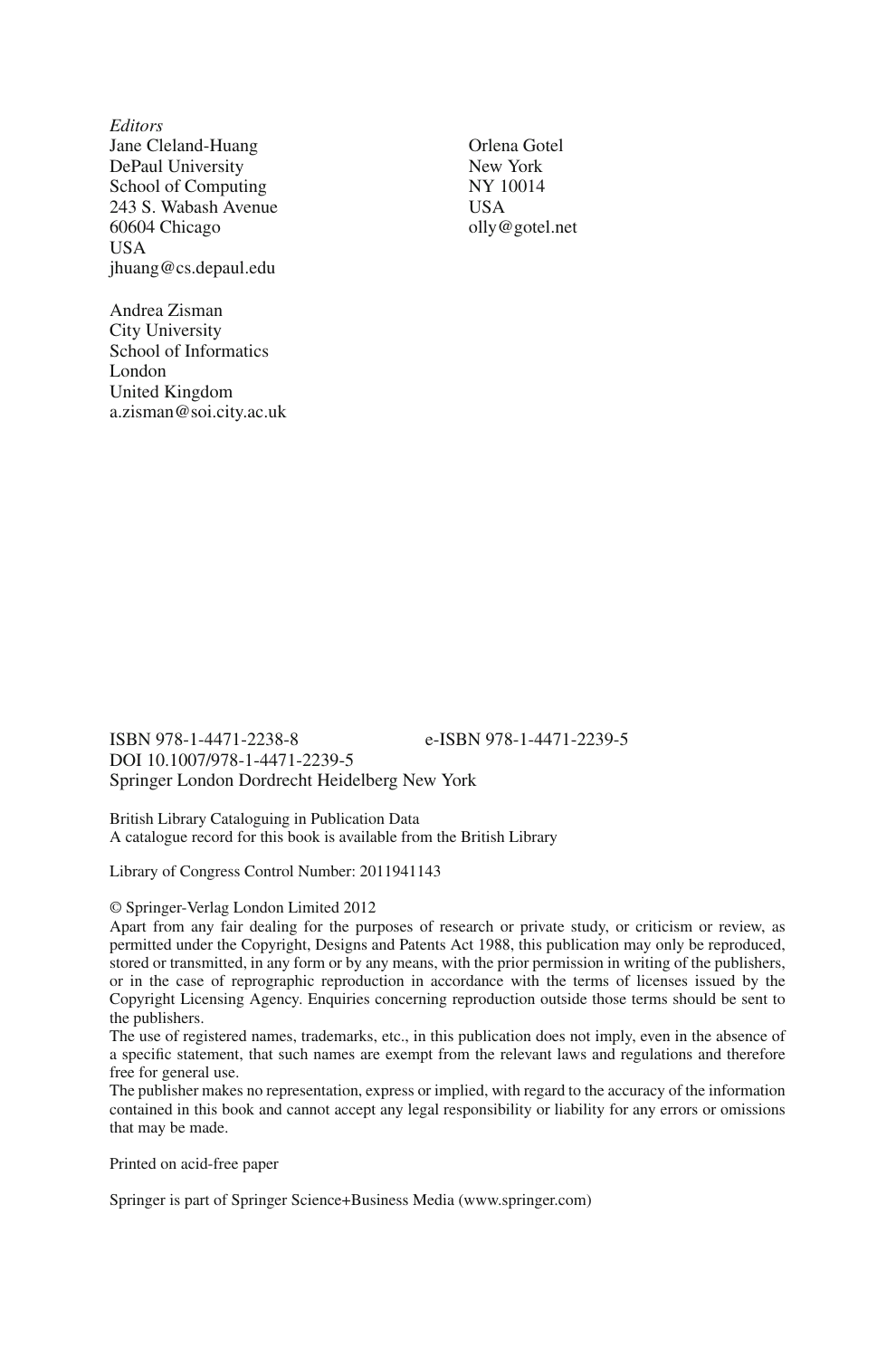*Editors*

Jane Cleland-Huang
DePaul University
School of Computing
243 S. Wabash Avenue
60604 Chicago
USA
jhuang@cs.depaul.edu

Orlena Gotel
New York
NY 10014
USA
olly@gotel.net

Andrea Zisman
City University
School of Informatics
London
United Kingdom
a.zisman@soi.city.ac.uk

ISBN 978-1-4471-2238-8 e-ISBN 978-1-4471-2239-5
DOI 10.1007/978-1-4471-2239-5
Springer London Dordrecht Heidelberg New York

British Library Cataloguing in Publication Data
A catalogue record for this book is available from the British Library

Library of Congress Control Number: 2011941143

© Springer-Verlag London Limited 2012

Apart from any fair dealing for the purposes of research or private study, or criticism or review, as permitted under the Copyright, Designs and Patents Act 1988, this publication may only be reproduced, stored or transmitted, in any form or by any means, with the prior permission in writing of the publishers, or in the case of reprographic reproduction in accordance with the terms of licenses issued by the Copyright Licensing Agency. Enquiries concerning reproduction outside those terms should be sent to the publishers.

The use of registered names, trademarks, etc., in this publication does not imply, even in the absence of a specific statement, that such names are exempt from the relevant laws and regulations and therefore free for general use.

The publisher makes no representation, express or implied, with regard to the accuracy of the information contained in this book and cannot accept any legal responsibility or liability for any errors or omissions that may be made.

Printed on acid-free paper

Springer is part of Springer Science+Business Media (www.springer.com)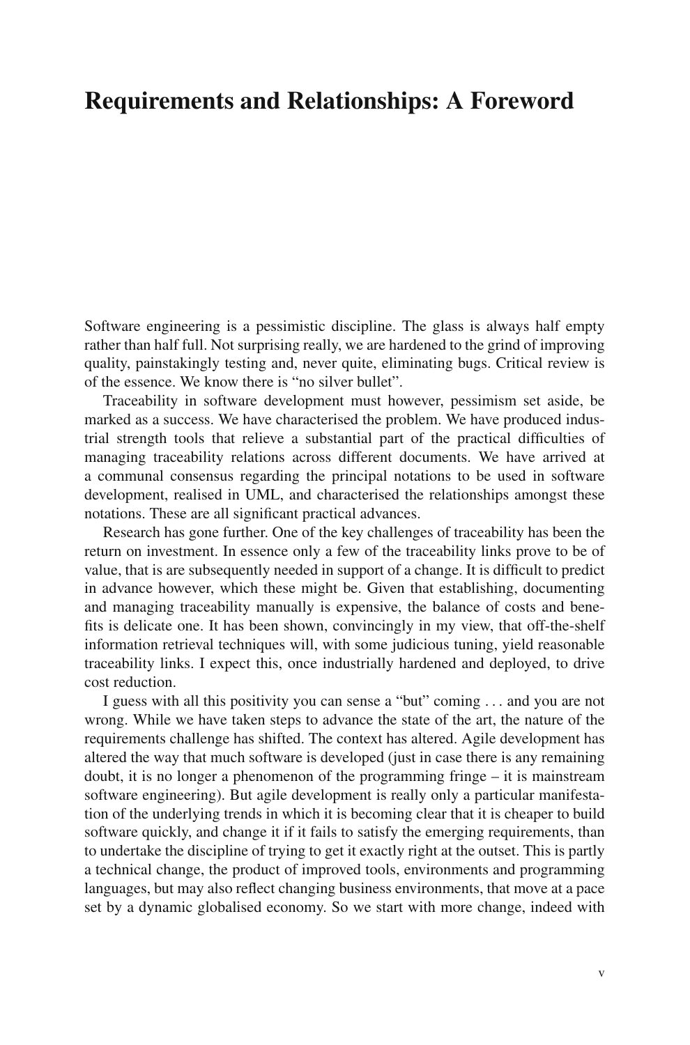# Requirements and Relationships: A Foreword

Software engineering is a pessimistic discipline. The glass is always half empty rather than half full. Not surprising really, we are hardened to the grind of improving quality, painstakingly testing and, never quite, eliminating bugs. Critical review is of the essence. We know there is "no silver bullet".

Traceability in software development must however, pessimism set aside, be marked as a success. We have characterised the problem. We have produced industrial strength tools that relieve a substantial part of the practical difficulties of managing traceability relations across different documents. We have arrived at a communal consensus regarding the principal notations to be used in software development, realised in UML, and characterised the relationships amongst these notations. These are all significant practical advances.

Research has gone further. One of the key challenges of traceability has been the return on investment. In essence only a few of the traceability links prove to be of value, that is are subsequently needed in support of a change. It is difficult to predict in advance however, which these might be. Given that establishing, documenting and managing traceability manually is expensive, the balance of costs and benefits is delicate one. It has been shown, convincingly in my view, that off-the-shelf information retrieval techniques will, with some judicious tuning, yield reasonable traceability links. I expect this, once industrially hardened and deployed, to drive cost reduction.

I guess with all this positivity you can sense a "but" coming . . . and you are not wrong. While we have taken steps to advance the state of the art, the nature of the requirements challenge has shifted. The context has altered. Agile development has altered the way that much software is developed (just in case there is any remaining doubt, it is no longer a phenomenon of the programming fringe – it is mainstream software engineering). But agile development is really only a particular manifestation of the underlying trends in which it is becoming clear that it is cheaper to build software quickly, and change it if it fails to satisfy the emerging requirements, than to undertake the discipline of trying to get it exactly right at the outset. This is partly a technical change, the product of improved tools, environments and programming languages, but may also reflect changing business environments, that move at a pace set by a dynamic globalised economy. So we start with more change, indeed with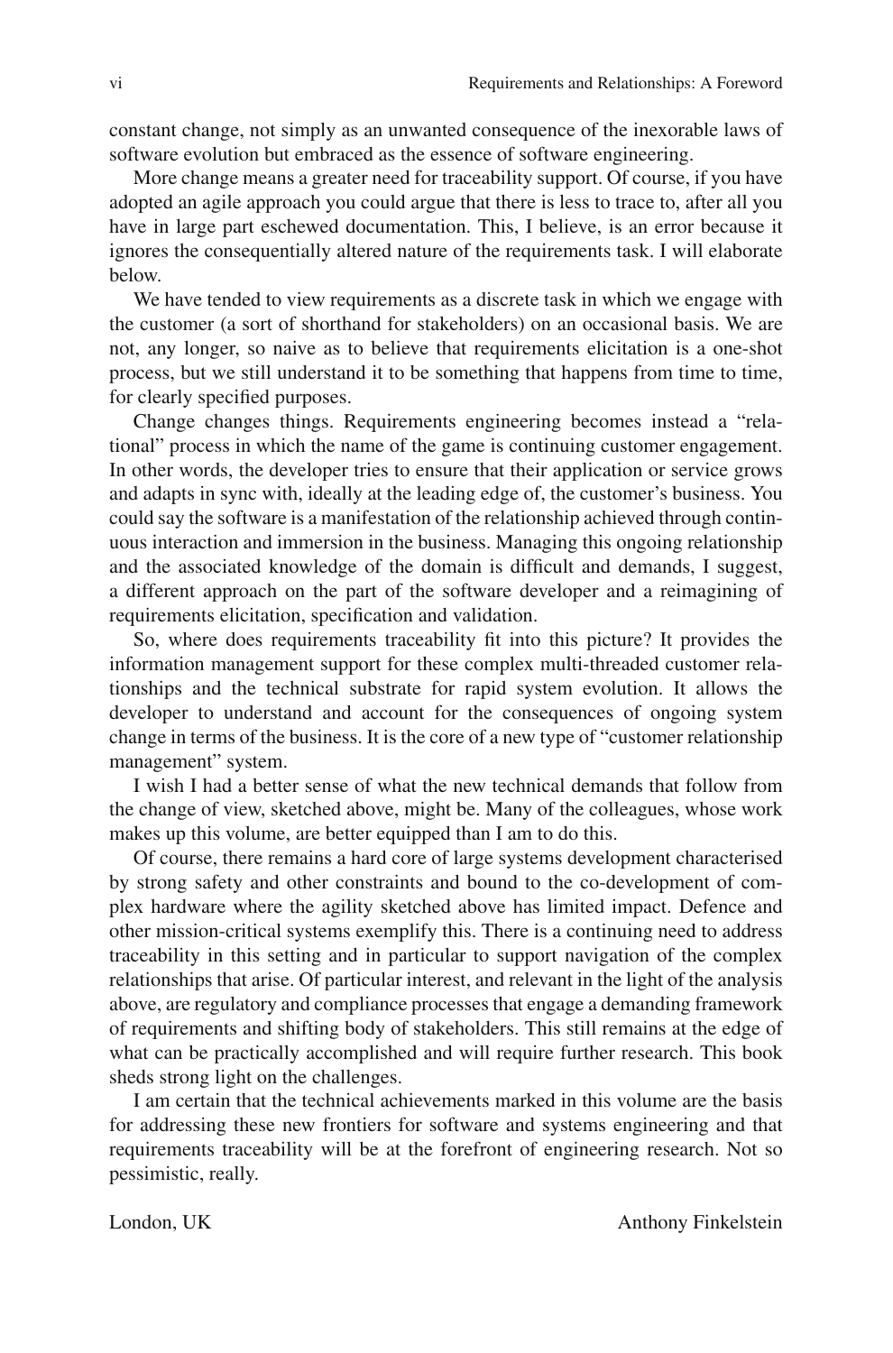constant change, not simply as an unwanted consequence of the inexorable laws of software evolution but embraced as the essence of software engineering.

More change means a greater need for traceability support. Of course, if you have adopted an agile approach you could argue that there is less to trace to, after all you have in large part eschewed documentation. This, I believe, is an error because it ignores the consequentially altered nature of the requirements task. I will elaborate below.

We have tended to view requirements as a discrete task in which we engage with the customer (a sort of shorthand for stakeholders) on an occasional basis. We are not, any longer, so naive as to believe that requirements elicitation is a one-shot process, but we still understand it to be something that happens from time to time, for clearly specified purposes.

Change changes things. Requirements engineering becomes instead a "relational" process in which the name of the game is continuing customer engagement. In other words, the developer tries to ensure that their application or service grows and adapts in sync with, ideally at the leading edge of, the customer's business. You could say the software is a manifestation of the relationship achieved through continuous interaction and immersion in the business. Managing this ongoing relationship and the associated knowledge of the domain is difficult and demands, I suggest, a different approach on the part of the software developer and a reimagining of requirements elicitation, specification and validation.

So, where does requirements traceability fit into this picture? It provides the information management support for these complex multi-threaded customer relationships and the technical substrate for rapid system evolution. It allows the developer to understand and account for the consequences of ongoing system change in terms of the business. It is the core of a new type of "customer relationship management" system.

I wish I had a better sense of what the new technical demands that follow from the change of view, sketched above, might be. Many of the colleagues, whose work makes up this volume, are better equipped than I am to do this.

Of course, there remains a hard core of large systems development characterised by strong safety and other constraints and bound to the co-development of complex hardware where the agility sketched above has limited impact. Defence and other mission-critical systems exemplify this. There is a continuing need to address traceability in this setting and in particular to support navigation of the complex relationships that arise. Of particular interest, and relevant in the light of the analysis above, are regulatory and compliance processes that engage a demanding framework of requirements and shifting body of stakeholders. This still remains at the edge of what can be practically accomplished and will require further research. This book sheds strong light on the challenges.

I am certain that the technical achievements marked in this volume are the basis for addressing these new frontiers for software and systems engineering and that requirements traceability will be at the forefront of engineering research. Not so pessimistic, really.

London, UK

Anthony Finkelstein